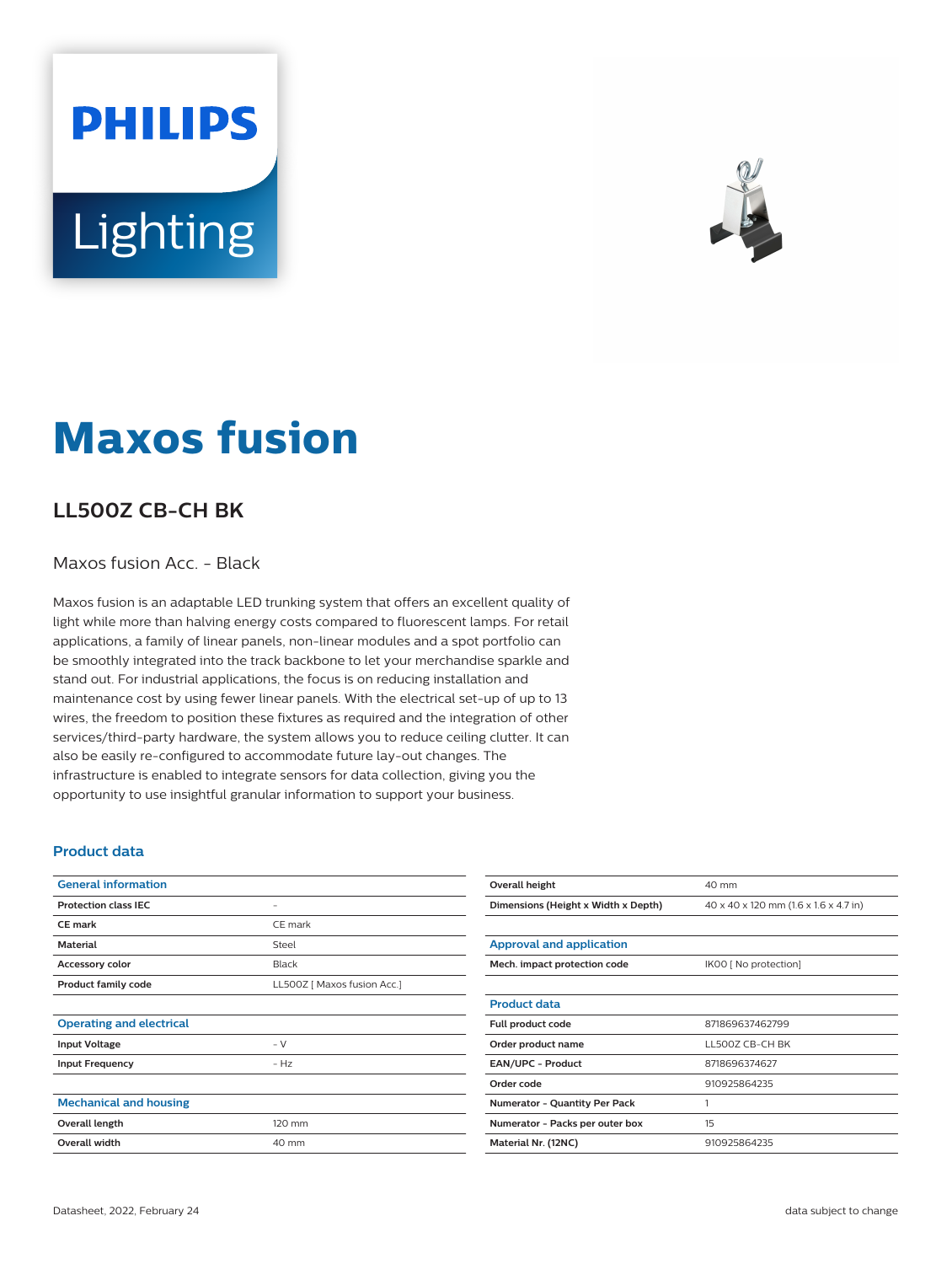# Maxos fusion

## LL500Z CB-CH BK

Maxos fusion Acc. - Black

Maxos fusion is an adaptable LED trunking system that offers an excellent quality of light while more than halving energy costs compared to fluorescent lamps. For retail applications, a family of linear panels, non-linear modules and a spot portfolio can be smoothly integrated into the track backbone to let your merchandise sparkle and stand out. For industrial applications, the focus is on reducing installation and maintenance cost by using fewer linear panels. With the electrical set-up of up to 13 wires, the freedom to position these fixtures as required and the integration of other services/third-party hardware, the system allows you to reduce ceiling clutter. It can also be easily re-configured to accommodate future lay-out changes. The infrastructure is enabled to integrate sensors for data collection, giving you the opportunity to use insightful granular information to support your business.

### Product data

| General information | |
|---|---|
| Protection class IEC | - |
| CE mark | CE mark |
| Material | Steel |
| Accessory color | Black |
| Product family code | LL500Z [ Maxos fusion Acc.] |

| Operating and electrical | |
|---|---|
| Input Voltage | - V |
| Input Frequency | - Hz |

| Mechanical and housing | |
|---|---|
| Overall length | 120 mm |
| Overall width | 40 mm |
| Overall height | 40 mm |
| Dimensions (Height x Width x Depth) | 40 x 40 x 120 mm (1.6 x 1.6 x 4.7 in) |

| Approval and application | |
|---|---|
| Mech. impact protection code | IK00 [ No protection] |

| Product data | |
|---|---|
| Full product code | 871869637462799 |
| Order product name | LL500Z CB-CH BK |
| EAN/UPC - Product | 8718696374627 |
| Order code | 910925864235 |
| Numerator - Quantity Per Pack | 1 |
| Numerator - Packs per outer box | 15 |
| Material Nr. (12NC) | 910925864235 |

Datasheet, 2022, February 24

data subject to change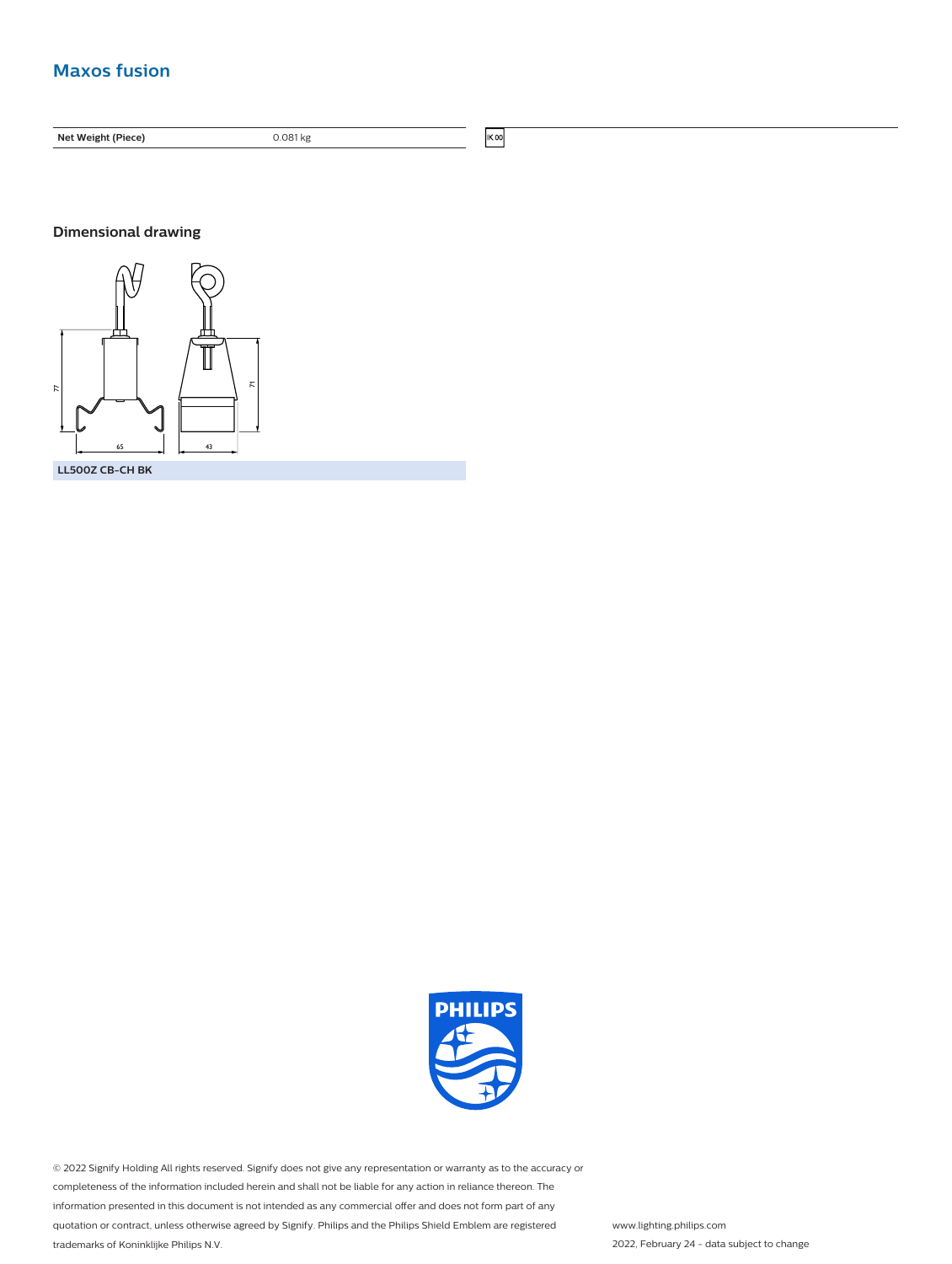## Maxos fusion

| | |
|---|---|
| **Net Weight (Piece)** | 0.081 kg |

IK00

### Dimensional drawing

77

65

43

71

**LL500Z CB-CH BK**

© 2022 Signify Holding All rights reserved. Signify does not give any representation or warranty as to the accuracy or completeness of the information included herein and shall not be liable for any action in reliance thereon. The information presented in this document is not intended as any commercial offer and does not form part of any quotation or contract, unless otherwise agreed by Signify. Philips and the Philips Shield Emblem are registered trademarks of Koninklijke Philips N.V.

www.lighting.philips.com

2022, February 24 - data subject to change